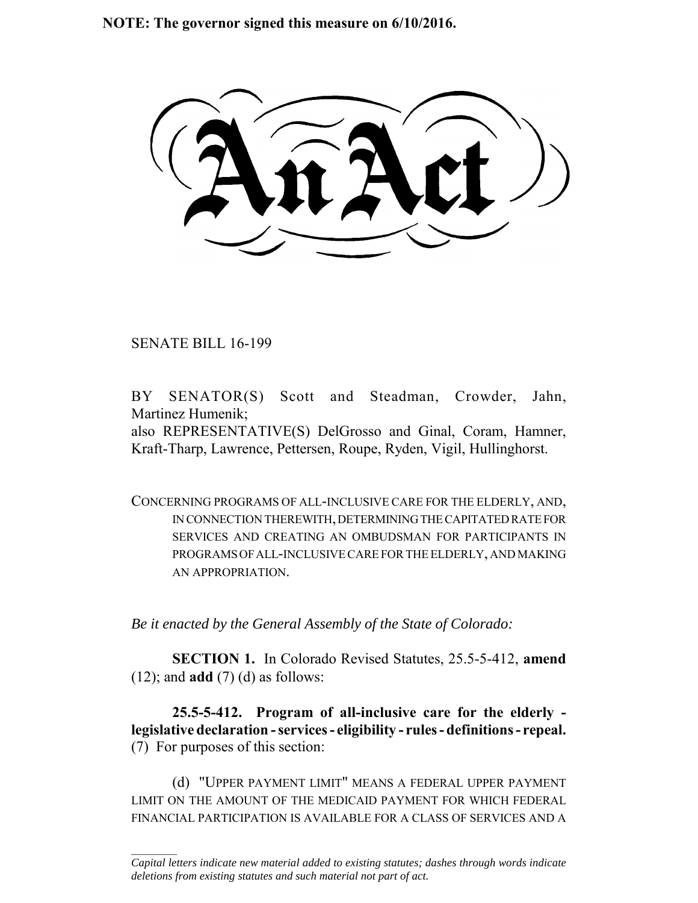**NOTE: The governor signed this measure on 6/10/2016.**

# An Act

SENATE BILL 16-199

BY SENATOR(S) Scott and Steadman, Crowder, Jahn, Martinez Humenik;
also REPRESENTATIVE(S) DelGrosso and Ginal, Coram, Hamner, Kraft-Tharp, Lawrence, Pettersen, Roupe, Ryden, Vigil, Hullinghorst.

CONCERNING PROGRAMS OF ALL-INCLUSIVE CARE FOR THE ELDERLY, AND, IN CONNECTION THEREWITH, DETERMINING THE CAPITATED RATE FOR SERVICES AND CREATING AN OMBUDSMAN FOR PARTICIPANTS IN PROGRAMS OF ALL-INCLUSIVE CARE FOR THE ELDERLY, AND MAKING AN APPROPRIATION.

*Be it enacted by the General Assembly of the State of Colorado:*

**SECTION 1.** In Colorado Revised Statutes, 25.5-5-412, **amend** (12); and **add** (7) (d) as follows:

**25.5-5-412. Program of all-inclusive care for the elderly - legislative declaration - services - eligibility - rules - definitions - repeal.** (7) For purposes of this section:

(d) "UPPER PAYMENT LIMIT" MEANS A FEDERAL UPPER PAYMENT LIMIT ON THE AMOUNT OF THE MEDICAID PAYMENT FOR WHICH FEDERAL FINANCIAL PARTICIPATION IS AVAILABLE FOR A CLASS OF SERVICES AND A

---

*Capital letters indicate new material added to existing statutes; dashes through words indicate deletions from existing statutes and such material not part of act.*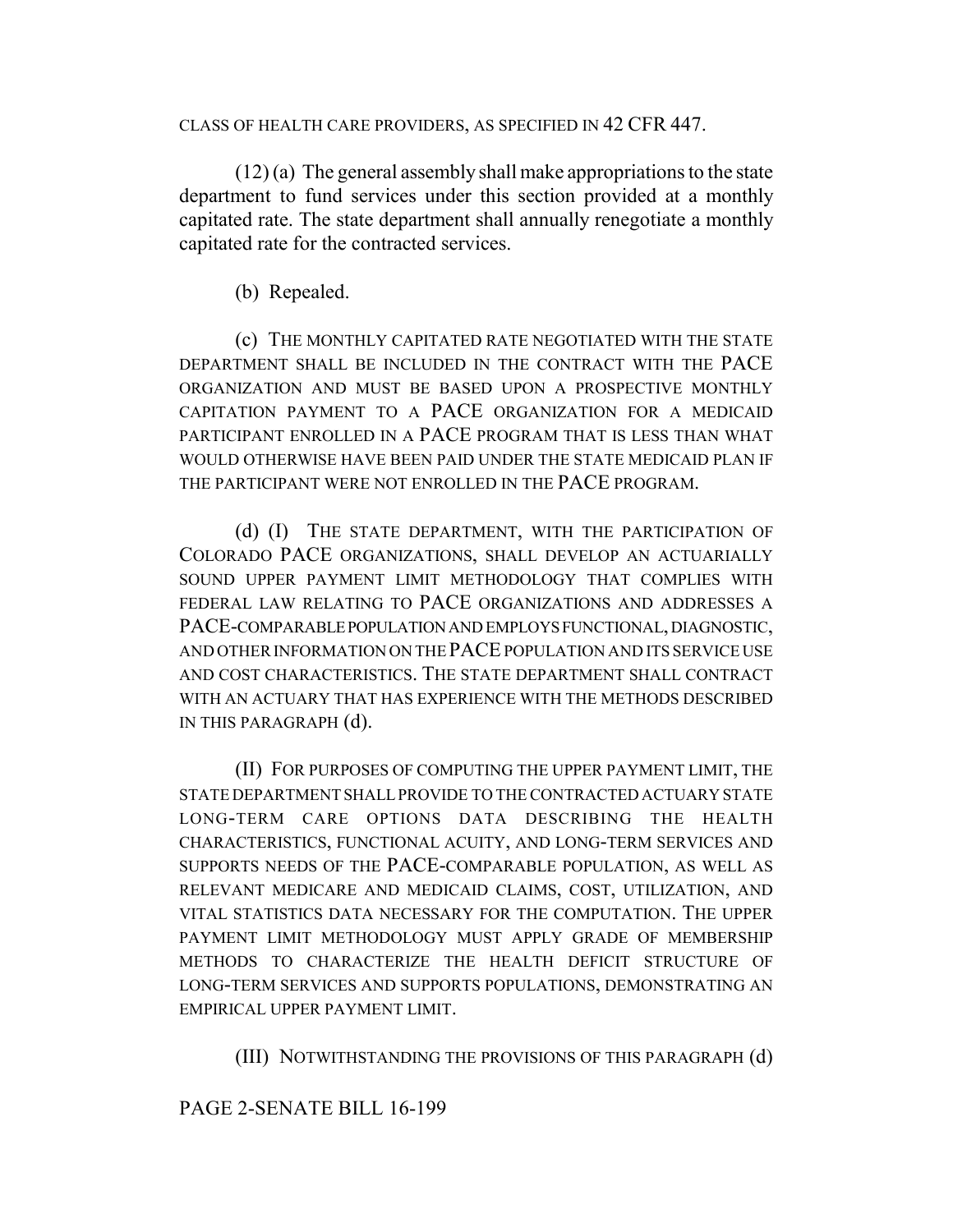CLASS OF HEALTH CARE PROVIDERS, AS SPECIFIED IN 42 CFR 447.

(12) (a) The general assembly shall make appropriations to the state department to fund services under this section provided at a monthly capitated rate. The state department shall annually renegotiate a monthly capitated rate for the contracted services.

(b) Repealed.

(c) THE MONTHLY CAPITATED RATE NEGOTIATED WITH THE STATE DEPARTMENT SHALL BE INCLUDED IN THE CONTRACT WITH THE PACE ORGANIZATION AND MUST BE BASED UPON A PROSPECTIVE MONTHLY CAPITATION PAYMENT TO A PACE ORGANIZATION FOR A MEDICAID PARTICIPANT ENROLLED IN A PACE PROGRAM THAT IS LESS THAN WHAT WOULD OTHERWISE HAVE BEEN PAID UNDER THE STATE MEDICAID PLAN IF THE PARTICIPANT WERE NOT ENROLLED IN THE PACE PROGRAM.

(d) (I) THE STATE DEPARTMENT, WITH THE PARTICIPATION OF COLORADO PACE ORGANIZATIONS, SHALL DEVELOP AN ACTUARIALLY SOUND UPPER PAYMENT LIMIT METHODOLOGY THAT COMPLIES WITH FEDERAL LAW RELATING TO PACE ORGANIZATIONS AND ADDRESSES A PACE-COMPARABLE POPULATION AND EMPLOYS FUNCTIONAL, DIAGNOSTIC, AND OTHER INFORMATION ON THE PACE POPULATION AND ITS SERVICE USE AND COST CHARACTERISTICS. THE STATE DEPARTMENT SHALL CONTRACT WITH AN ACTUARY THAT HAS EXPERIENCE WITH THE METHODS DESCRIBED IN THIS PARAGRAPH (d).

(II) FOR PURPOSES OF COMPUTING THE UPPER PAYMENT LIMIT, THE STATE DEPARTMENT SHALL PROVIDE TO THE CONTRACTED ACTUARY STATE LONG-TERM CARE OPTIONS DATA DESCRIBING THE HEALTH CHARACTERISTICS, FUNCTIONAL ACUITY, AND LONG-TERM SERVICES AND SUPPORTS NEEDS OF THE PACE-COMPARABLE POPULATION, AS WELL AS RELEVANT MEDICARE AND MEDICAID CLAIMS, COST, UTILIZATION, AND VITAL STATISTICS DATA NECESSARY FOR THE COMPUTATION. THE UPPER PAYMENT LIMIT METHODOLOGY MUST APPLY GRADE OF MEMBERSHIP METHODS TO CHARACTERIZE THE HEALTH DEFICIT STRUCTURE OF LONG-TERM SERVICES AND SUPPORTS POPULATIONS, DEMONSTRATING AN EMPIRICAL UPPER PAYMENT LIMIT.

(III) NOTWITHSTANDING THE PROVISIONS OF THIS PARAGRAPH (d)

PAGE 2-SENATE BILL 16-199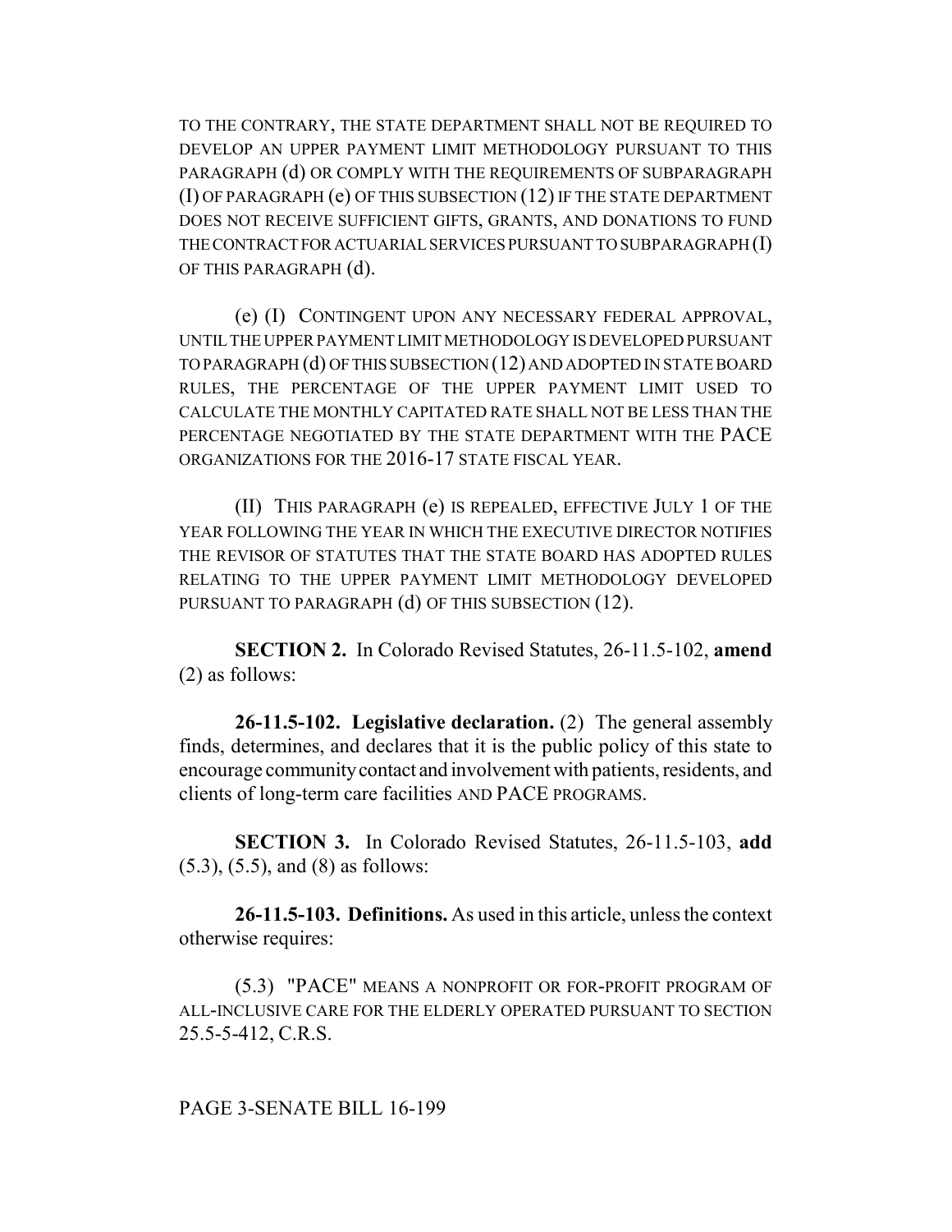TO THE CONTRARY, THE STATE DEPARTMENT SHALL NOT BE REQUIRED TO DEVELOP AN UPPER PAYMENT LIMIT METHODOLOGY PURSUANT TO THIS PARAGRAPH (d) OR COMPLY WITH THE REQUIREMENTS OF SUBPARAGRAPH (I) OF PARAGRAPH (e) OF THIS SUBSECTION (12) IF THE STATE DEPARTMENT DOES NOT RECEIVE SUFFICIENT GIFTS, GRANTS, AND DONATIONS TO FUND THE CONTRACT FOR ACTUARIAL SERVICES PURSUANT TO SUBPARAGRAPH (I) OF THIS PARAGRAPH (d).

(e) (I) CONTINGENT UPON ANY NECESSARY FEDERAL APPROVAL, UNTIL THE UPPER PAYMENT LIMIT METHODOLOGY IS DEVELOPED PURSUANT TO PARAGRAPH (d) OF THIS SUBSECTION (12) AND ADOPTED IN STATE BOARD RULES, THE PERCENTAGE OF THE UPPER PAYMENT LIMIT USED TO CALCULATE THE MONTHLY CAPITATED RATE SHALL NOT BE LESS THAN THE PERCENTAGE NEGOTIATED BY THE STATE DEPARTMENT WITH THE PACE ORGANIZATIONS FOR THE 2016-17 STATE FISCAL YEAR.

(II) THIS PARAGRAPH (e) IS REPEALED, EFFECTIVE JULY 1 OF THE YEAR FOLLOWING THE YEAR IN WHICH THE EXECUTIVE DIRECTOR NOTIFIES THE REVISOR OF STATUTES THAT THE STATE BOARD HAS ADOPTED RULES RELATING TO THE UPPER PAYMENT LIMIT METHODOLOGY DEVELOPED PURSUANT TO PARAGRAPH (d) OF THIS SUBSECTION (12).

**SECTION 2.** In Colorado Revised Statutes, 26-11.5-102, **amend** (2) as follows:

**26-11.5-102. Legislative declaration.** (2) The general assembly finds, determines, and declares that it is the public policy of this state to encourage community contact and involvement with patients, residents, and clients of long-term care facilities AND PACE PROGRAMS.

**SECTION 3.** In Colorado Revised Statutes, 26-11.5-103, **add** (5.3), (5.5), and (8) as follows:

**26-11.5-103. Definitions.** As used in this article, unless the context otherwise requires:

(5.3) "PACE" MEANS A NONPROFIT OR FOR-PROFIT PROGRAM OF ALL-INCLUSIVE CARE FOR THE ELDERLY OPERATED PURSUANT TO SECTION 25.5-5-412, C.R.S.

PAGE 3-SENATE BILL 16-199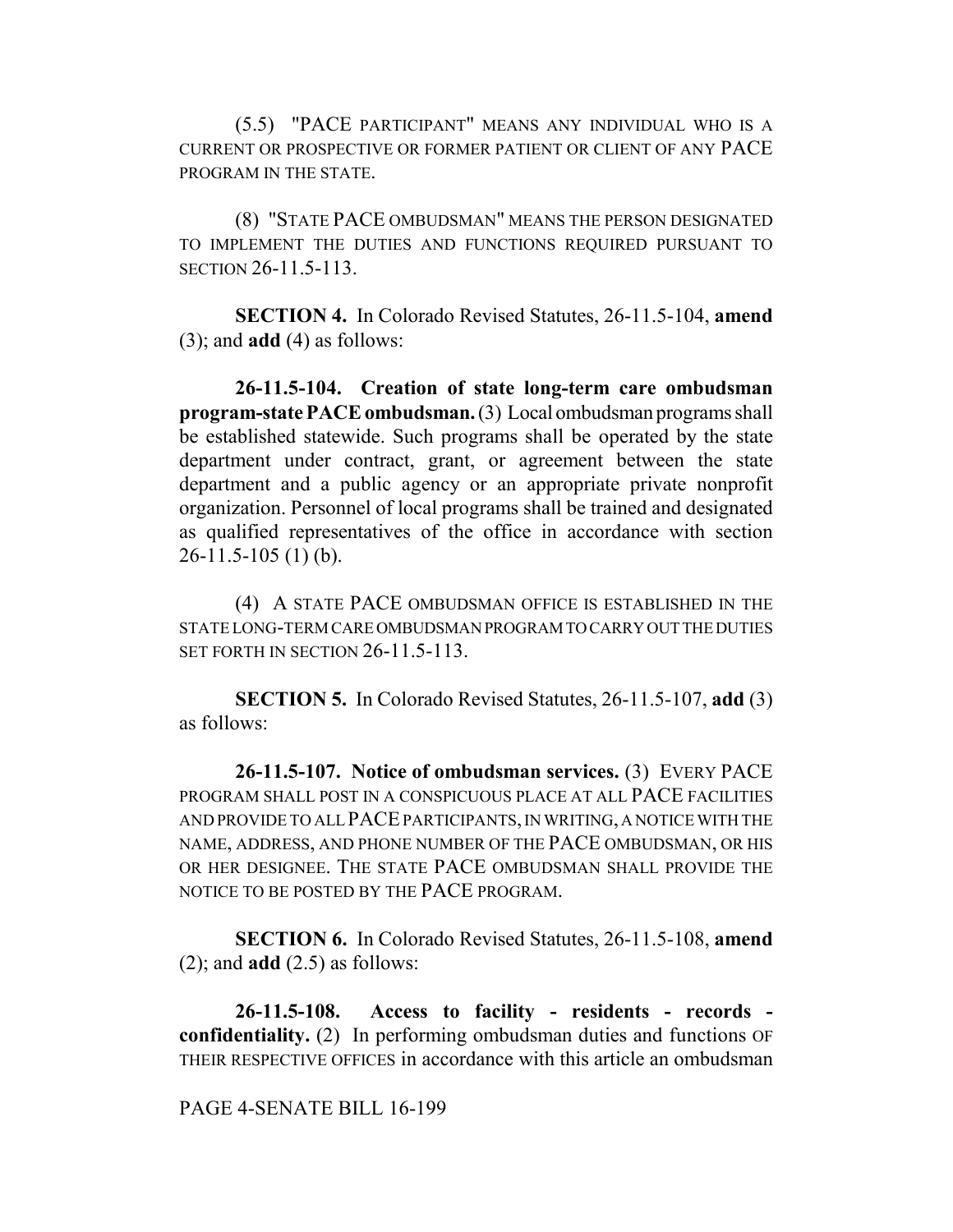(5.5) "PACE PARTICIPANT" MEANS ANY INDIVIDUAL WHO IS A CURRENT OR PROSPECTIVE OR FORMER PATIENT OR CLIENT OF ANY PACE PROGRAM IN THE STATE.

(8) "STATE PACE OMBUDSMAN" MEANS THE PERSON DESIGNATED TO IMPLEMENT THE DUTIES AND FUNCTIONS REQUIRED PURSUANT TO SECTION 26-11.5-113.

**SECTION 4.** In Colorado Revised Statutes, 26-11.5-104, **amend** (3); and **add** (4) as follows:

**26-11.5-104. Creation of state long-term care ombudsman program-state PACE ombudsman.** (3) Local ombudsman programs shall be established statewide. Such programs shall be operated by the state department under contract, grant, or agreement between the state department and a public agency or an appropriate private nonprofit organization. Personnel of local programs shall be trained and designated as qualified representatives of the office in accordance with section 26-11.5-105 (1) (b).

(4) A STATE PACE OMBUDSMAN OFFICE IS ESTABLISHED IN THE STATE LONG-TERM CARE OMBUDSMAN PROGRAM TO CARRY OUT THE DUTIES SET FORTH IN SECTION 26-11.5-113.

**SECTION 5.** In Colorado Revised Statutes, 26-11.5-107, **add** (3) as follows:

**26-11.5-107. Notice of ombudsman services.** (3) EVERY PACE PROGRAM SHALL POST IN A CONSPICUOUS PLACE AT ALL PACE FACILITIES AND PROVIDE TO ALL PACE PARTICIPANTS, IN WRITING, A NOTICE WITH THE NAME, ADDRESS, AND PHONE NUMBER OF THE PACE OMBUDSMAN, OR HIS OR HER DESIGNEE. THE STATE PACE OMBUDSMAN SHALL PROVIDE THE NOTICE TO BE POSTED BY THE PACE PROGRAM.

**SECTION 6.** In Colorado Revised Statutes, 26-11.5-108, **amend** (2); and **add** (2.5) as follows:

**26-11.5-108. Access to facility - residents - records - confidentiality.** (2) In performing ombudsman duties and functions OF THEIR RESPECTIVE OFFICES in accordance with this article an ombudsman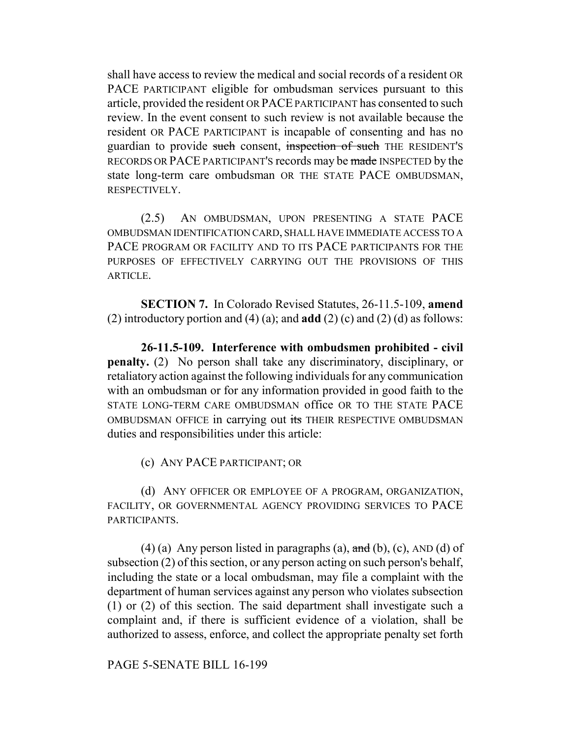shall have access to review the medical and social records of a resident OR PACE PARTICIPANT eligible for ombudsman services pursuant to this article, provided the resident OR PACE PARTICIPANT has consented to such review. In the event consent to such review is not available because the resident OR PACE PARTICIPANT is incapable of consenting and has no guardian to provide ~~such~~ consent, ~~inspection of such~~ THE RESIDENT'S RECORDS OR PACE PARTICIPANT'S records may be ~~made~~ INSPECTED by the state long-term care ombudsman OR THE STATE PACE OMBUDSMAN, RESPECTIVELY.

(2.5) AN OMBUDSMAN, UPON PRESENTING A STATE PACE OMBUDSMAN IDENTIFICATION CARD, SHALL HAVE IMMEDIATE ACCESS TO A PACE PROGRAM OR FACILITY AND TO ITS PACE PARTICIPANTS FOR THE PURPOSES OF EFFECTIVELY CARRYING OUT THE PROVISIONS OF THIS ARTICLE.

**SECTION 7.** In Colorado Revised Statutes, 26-11.5-109, **amend** (2) introductory portion and (4) (a); and **add** (2) (c) and (2) (d) as follows:

**26-11.5-109. Interference with ombudsmen prohibited - civil penalty.** (2) No person shall take any discriminatory, disciplinary, or retaliatory action against the following individuals for any communication with an ombudsman or for any information provided in good faith to the STATE LONG-TERM CARE OMBUDSMAN office OR TO THE STATE PACE OMBUDSMAN OFFICE in carrying out ~~its~~ THEIR RESPECTIVE OMBUDSMAN duties and responsibilities under this article:

(c) ANY PACE PARTICIPANT; OR

(d) ANY OFFICER OR EMPLOYEE OF A PROGRAM, ORGANIZATION, FACILITY, OR GOVERNMENTAL AGENCY PROVIDING SERVICES TO PACE PARTICIPANTS.

(4) (a) Any person listed in paragraphs (a), ~~and~~ (b), (c), AND (d) of subsection (2) of this section, or any person acting on such person's behalf, including the state or a local ombudsman, may file a complaint with the department of human services against any person who violates subsection (1) or (2) of this section. The said department shall investigate such a complaint and, if there is sufficient evidence of a violation, shall be authorized to assess, enforce, and collect the appropriate penalty set forth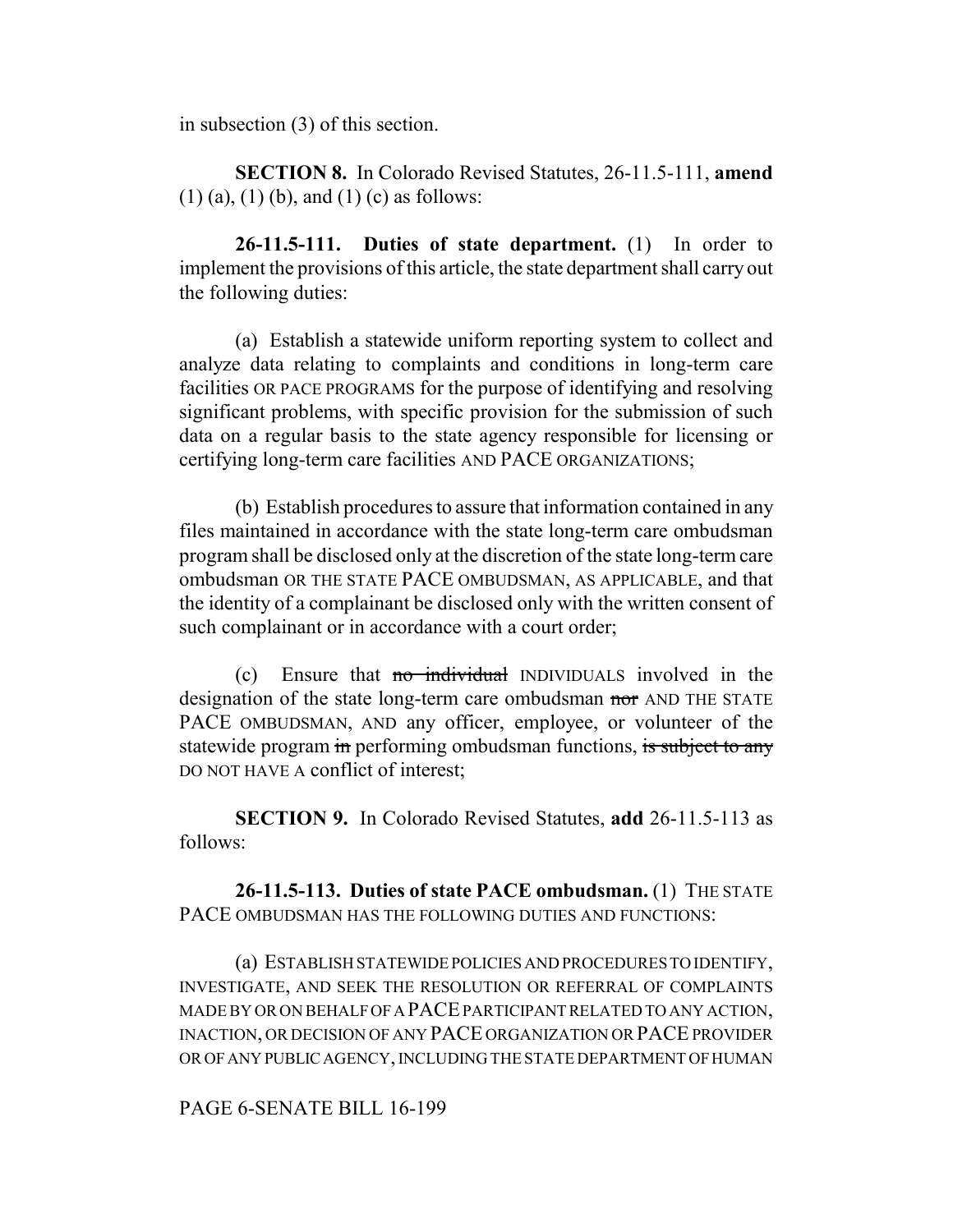in subsection (3) of this section.

**SECTION 8.** In Colorado Revised Statutes, 26-11.5-111, **amend** (1) (a), (1) (b), and (1) (c) as follows:

**26-11.5-111. Duties of state department.** (1) In order to implement the provisions of this article, the state department shall carry out the following duties:

(a) Establish a statewide uniform reporting system to collect and analyze data relating to complaints and conditions in long-term care facilities OR PACE PROGRAMS for the purpose of identifying and resolving significant problems, with specific provision for the submission of such data on a regular basis to the state agency responsible for licensing or certifying long-term care facilities AND PACE ORGANIZATIONS;

(b) Establish procedures to assure that information contained in any files maintained in accordance with the state long-term care ombudsman program shall be disclosed only at the discretion of the state long-term care ombudsman OR THE STATE PACE OMBUDSMAN, AS APPLICABLE, and that the identity of a complainant be disclosed only with the written consent of such complainant or in accordance with a court order;

(c) Ensure that ~~no individual~~ INDIVIDUALS involved in the designation of the state long-term care ombudsman ~~nor~~ AND THE STATE PACE OMBUDSMAN, AND any officer, employee, or volunteer of the statewide program ~~in~~ performing ombudsman functions, ~~is subject to any~~ DO NOT HAVE A conflict of interest;

**SECTION 9.** In Colorado Revised Statutes, **add** 26-11.5-113 as follows:

**26-11.5-113. Duties of state PACE ombudsman.** (1) THE STATE PACE OMBUDSMAN HAS THE FOLLOWING DUTIES AND FUNCTIONS:

(a) ESTABLISH STATEWIDE POLICIES AND PROCEDURES TO IDENTIFY, INVESTIGATE, AND SEEK THE RESOLUTION OR REFERRAL OF COMPLAINTS MADE BY OR ON BEHALF OF A PACE PARTICIPANT RELATED TO ANY ACTION, INACTION, OR DECISION OF ANY PACE ORGANIZATION OR PACE PROVIDER OR OF ANY PUBLIC AGENCY, INCLUDING THE STATE DEPARTMENT OF HUMAN

PAGE 6-SENATE BILL 16-199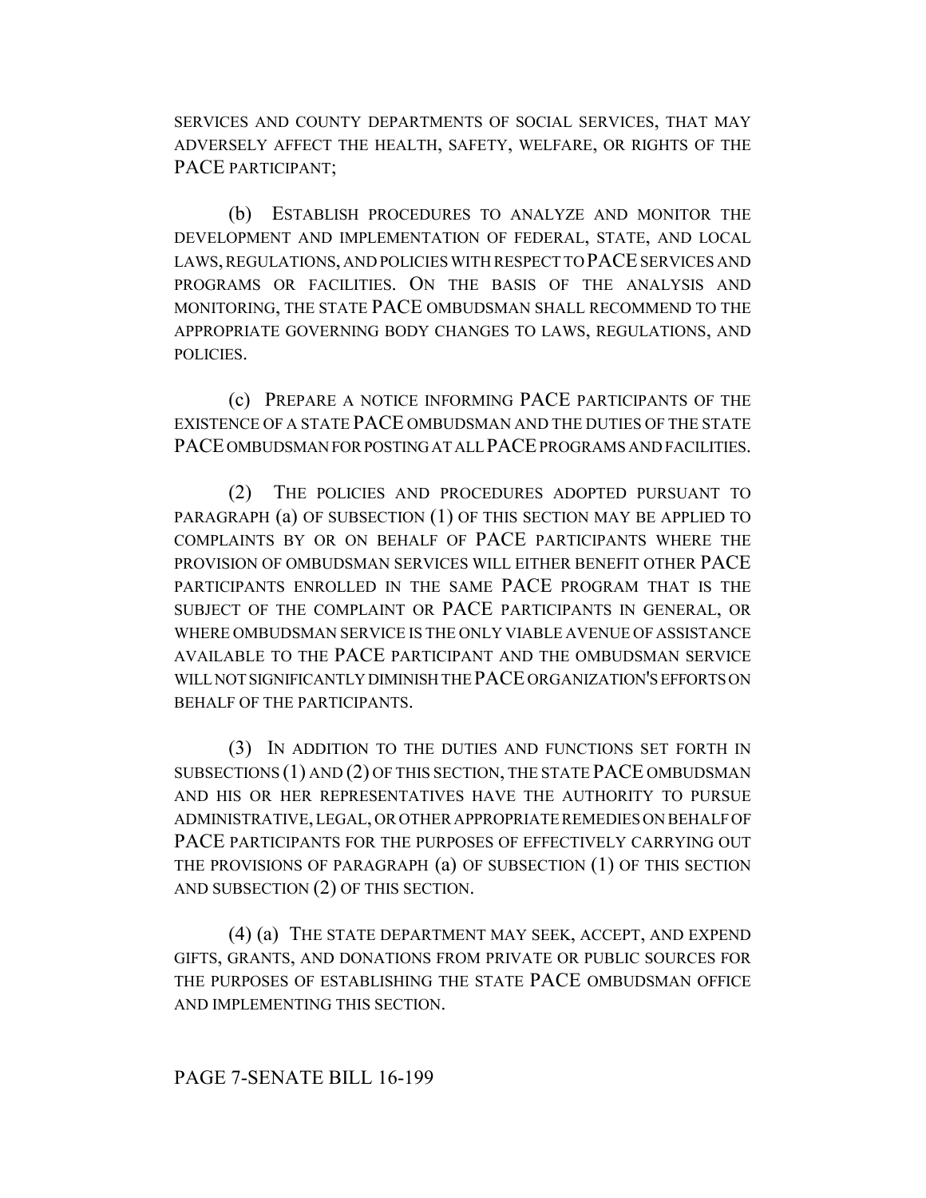SERVICES AND COUNTY DEPARTMENTS OF SOCIAL SERVICES, THAT MAY ADVERSELY AFFECT THE HEALTH, SAFETY, WELFARE, OR RIGHTS OF THE PACE PARTICIPANT;

(b) ESTABLISH PROCEDURES TO ANALYZE AND MONITOR THE DEVELOPMENT AND IMPLEMENTATION OF FEDERAL, STATE, AND LOCAL LAWS, REGULATIONS, AND POLICIES WITH RESPECT TO PACE SERVICES AND PROGRAMS OR FACILITIES. ON THE BASIS OF THE ANALYSIS AND MONITORING, THE STATE PACE OMBUDSMAN SHALL RECOMMEND TO THE APPROPRIATE GOVERNING BODY CHANGES TO LAWS, REGULATIONS, AND POLICIES.

(c) PREPARE A NOTICE INFORMING PACE PARTICIPANTS OF THE EXISTENCE OF A STATE PACE OMBUDSMAN AND THE DUTIES OF THE STATE PACE OMBUDSMAN FOR POSTING AT ALL PACE PROGRAMS AND FACILITIES.

(2) THE POLICIES AND PROCEDURES ADOPTED PURSUANT TO PARAGRAPH (a) OF SUBSECTION (1) OF THIS SECTION MAY BE APPLIED TO COMPLAINTS BY OR ON BEHALF OF PACE PARTICIPANTS WHERE THE PROVISION OF OMBUDSMAN SERVICES WILL EITHER BENEFIT OTHER PACE PARTICIPANTS ENROLLED IN THE SAME PACE PROGRAM THAT IS THE SUBJECT OF THE COMPLAINT OR PACE PARTICIPANTS IN GENERAL, OR WHERE OMBUDSMAN SERVICE IS THE ONLY VIABLE AVENUE OF ASSISTANCE AVAILABLE TO THE PACE PARTICIPANT AND THE OMBUDSMAN SERVICE WILL NOT SIGNIFICANTLY DIMINISH THE PACE ORGANIZATION'S EFFORTS ON BEHALF OF THE PARTICIPANTS.

(3) IN ADDITION TO THE DUTIES AND FUNCTIONS SET FORTH IN SUBSECTIONS (1) AND (2) OF THIS SECTION, THE STATE PACE OMBUDSMAN AND HIS OR HER REPRESENTATIVES HAVE THE AUTHORITY TO PURSUE ADMINISTRATIVE, LEGAL, OR OTHER APPROPRIATE REMEDIES ON BEHALF OF PACE PARTICIPANTS FOR THE PURPOSES OF EFFECTIVELY CARRYING OUT THE PROVISIONS OF PARAGRAPH (a) OF SUBSECTION (1) OF THIS SECTION AND SUBSECTION (2) OF THIS SECTION.

(4) (a) THE STATE DEPARTMENT MAY SEEK, ACCEPT, AND EXPEND GIFTS, GRANTS, AND DONATIONS FROM PRIVATE OR PUBLIC SOURCES FOR THE PURPOSES OF ESTABLISHING THE STATE PACE OMBUDSMAN OFFICE AND IMPLEMENTING THIS SECTION.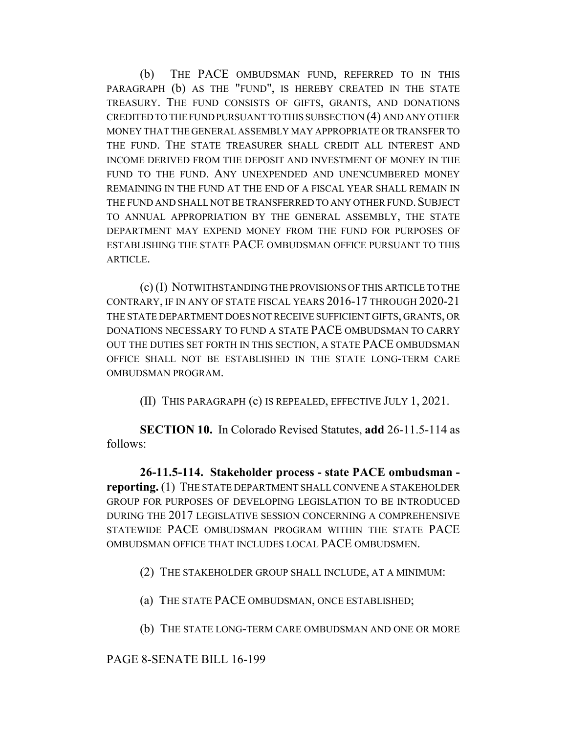(b) THE PACE OMBUDSMAN FUND, REFERRED TO IN THIS PARAGRAPH (b) AS THE "FUND", IS HEREBY CREATED IN THE STATE TREASURY. THE FUND CONSISTS OF GIFTS, GRANTS, AND DONATIONS CREDITED TO THE FUND PURSUANT TO THIS SUBSECTION (4) AND ANY OTHER MONEY THAT THE GENERAL ASSEMBLY MAY APPROPRIATE OR TRANSFER TO THE FUND. THE STATE TREASURER SHALL CREDIT ALL INTEREST AND INCOME DERIVED FROM THE DEPOSIT AND INVESTMENT OF MONEY IN THE FUND TO THE FUND. ANY UNEXPENDED AND UNENCUMBERED MONEY REMAINING IN THE FUND AT THE END OF A FISCAL YEAR SHALL REMAIN IN THE FUND AND SHALL NOT BE TRANSFERRED TO ANY OTHER FUND. SUBJECT TO ANNUAL APPROPRIATION BY THE GENERAL ASSEMBLY, THE STATE DEPARTMENT MAY EXPEND MONEY FROM THE FUND FOR PURPOSES OF ESTABLISHING THE STATE PACE OMBUDSMAN OFFICE PURSUANT TO THIS ARTICLE.

(c) (I) NOTWITHSTANDING THE PROVISIONS OF THIS ARTICLE TO THE CONTRARY, IF IN ANY OF STATE FISCAL YEARS 2016-17 THROUGH 2020-21 THE STATE DEPARTMENT DOES NOT RECEIVE SUFFICIENT GIFTS, GRANTS, OR DONATIONS NECESSARY TO FUND A STATE PACE OMBUDSMAN TO CARRY OUT THE DUTIES SET FORTH IN THIS SECTION, A STATE PACE OMBUDSMAN OFFICE SHALL NOT BE ESTABLISHED IN THE STATE LONG-TERM CARE OMBUDSMAN PROGRAM.

(II) THIS PARAGRAPH (c) IS REPEALED, EFFECTIVE JULY 1, 2021.

**SECTION 10.** In Colorado Revised Statutes, **add** 26-11.5-114 as follows:

**26-11.5-114. Stakeholder process - state PACE ombudsman - reporting.** (1) THE STATE DEPARTMENT SHALL CONVENE A STAKEHOLDER GROUP FOR PURPOSES OF DEVELOPING LEGISLATION TO BE INTRODUCED DURING THE 2017 LEGISLATIVE SESSION CONCERNING A COMPREHENSIVE STATEWIDE PACE OMBUDSMAN PROGRAM WITHIN THE STATE PACE OMBUDSMAN OFFICE THAT INCLUDES LOCAL PACE OMBUDSMEN.

(2) THE STAKEHOLDER GROUP SHALL INCLUDE, AT A MINIMUM:

(a) THE STATE PACE OMBUDSMAN, ONCE ESTABLISHED;

(b) THE STATE LONG-TERM CARE OMBUDSMAN AND ONE OR MORE

PAGE 8-SENATE BILL 16-199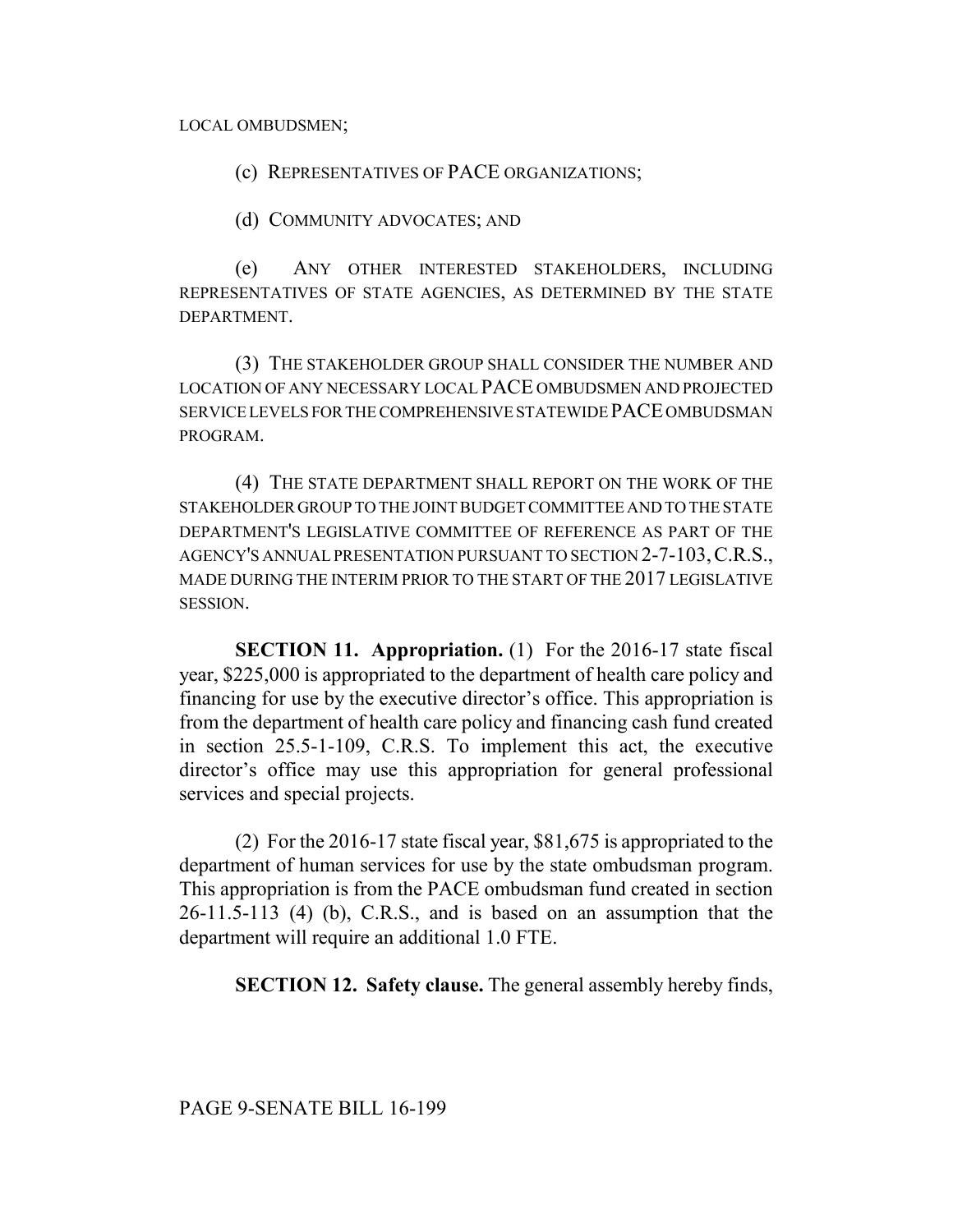LOCAL OMBUDSMEN;

(c) REPRESENTATIVES OF PACE ORGANIZATIONS;

(d) COMMUNITY ADVOCATES; AND

(e) ANY OTHER INTERESTED STAKEHOLDERS, INCLUDING REPRESENTATIVES OF STATE AGENCIES, AS DETERMINED BY THE STATE DEPARTMENT.

(3) THE STAKEHOLDER GROUP SHALL CONSIDER THE NUMBER AND LOCATION OF ANY NECESSARY LOCAL PACE OMBUDSMEN AND PROJECTED SERVICE LEVELS FOR THE COMPREHENSIVE STATEWIDE PACE OMBUDSMAN PROGRAM.

(4) THE STATE DEPARTMENT SHALL REPORT ON THE WORK OF THE STAKEHOLDER GROUP TO THE JOINT BUDGET COMMITTEE AND TO THE STATE DEPARTMENT'S LEGISLATIVE COMMITTEE OF REFERENCE AS PART OF THE AGENCY'S ANNUAL PRESENTATION PURSUANT TO SECTION 2-7-103, C.R.S., MADE DURING THE INTERIM PRIOR TO THE START OF THE 2017 LEGISLATIVE SESSION.

**SECTION 11. Appropriation.** (1) For the 2016-17 state fiscal year, $225,000 is appropriated to the department of health care policy and financing for use by the executive director's office. This appropriation is from the department of health care policy and financing cash fund created in section 25.5-1-109, C.R.S. To implement this act, the executive director's office may use this appropriation for general professional services and special projects.

(2) For the 2016-17 state fiscal year, $81,675 is appropriated to the department of human services for use by the state ombudsman program. This appropriation is from the PACE ombudsman fund created in section 26-11.5-113 (4) (b), C.R.S., and is based on an assumption that the department will require an additional 1.0 FTE.

**SECTION 12. Safety clause.** The general assembly hereby finds,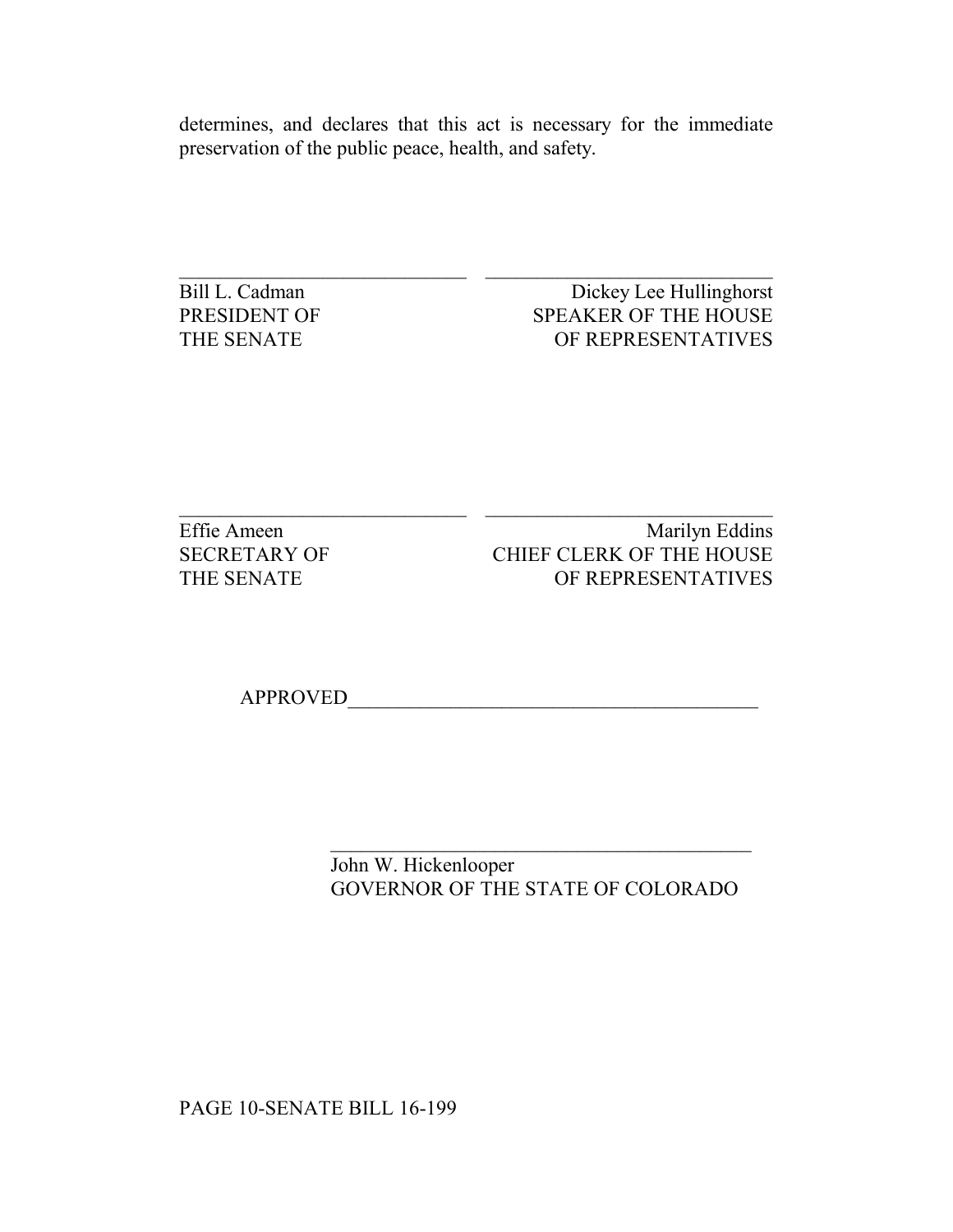determines, and declares that this act is necessary for the immediate preservation of the public peace, health, and safety.

____________________________ ____________________________

Bill L. Cadman
PRESIDENT OF
THE SENATE

Dickey Lee Hullinghorst
SPEAKER OF THE HOUSE
OF REPRESENTATIVES

____________________________ ____________________________

Effie Ameen
SECRETARY OF
THE SENATE

Marilyn Eddins
CHIEF CLERK OF THE HOUSE
OF REPRESENTATIVES

APPROVED________________________________________

_________________________________________

John W. Hickenlooper
GOVERNOR OF THE STATE OF COLORADO

PAGE 10-SENATE BILL 16-199